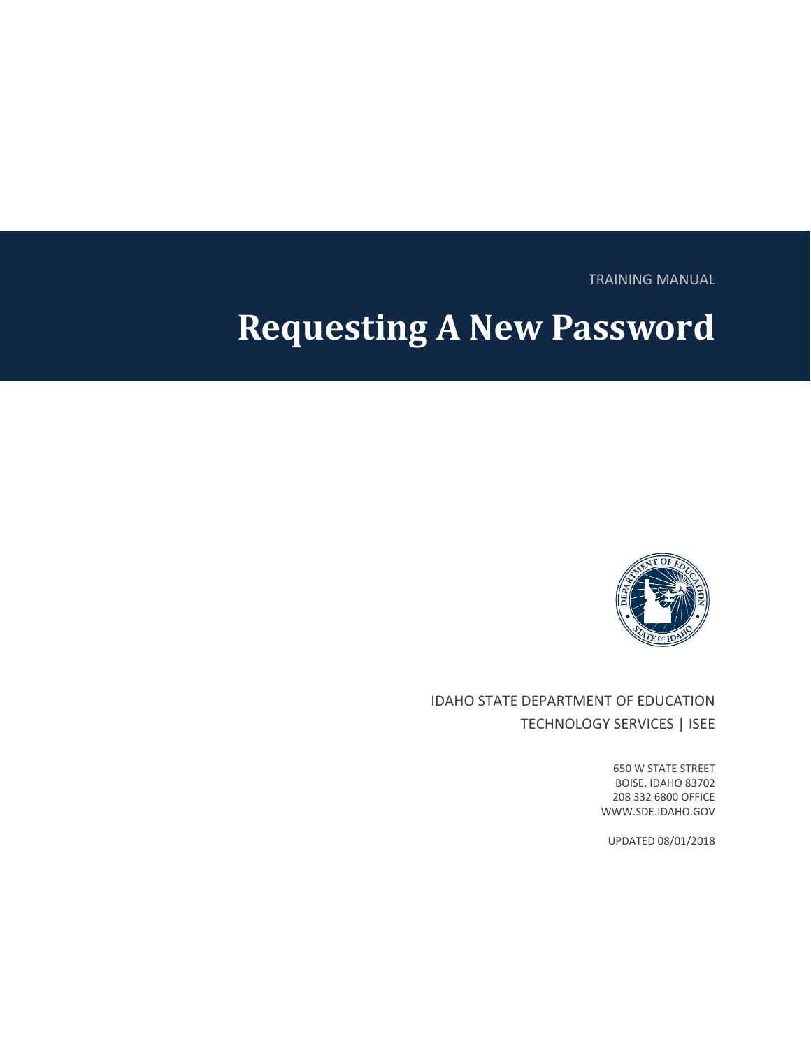TRAINING MANUAL

# Requesting A New Password

IDAHO STATE DEPARTMENT OF EDUCATION

TECHNOLOGY SERVICES | ISEE

650 W STATE STREET
BOISE, IDAHO 83702
208 332 6800 OFFICE
WWW.SDE.IDAHO.GOV

UPDATED 08/01/2018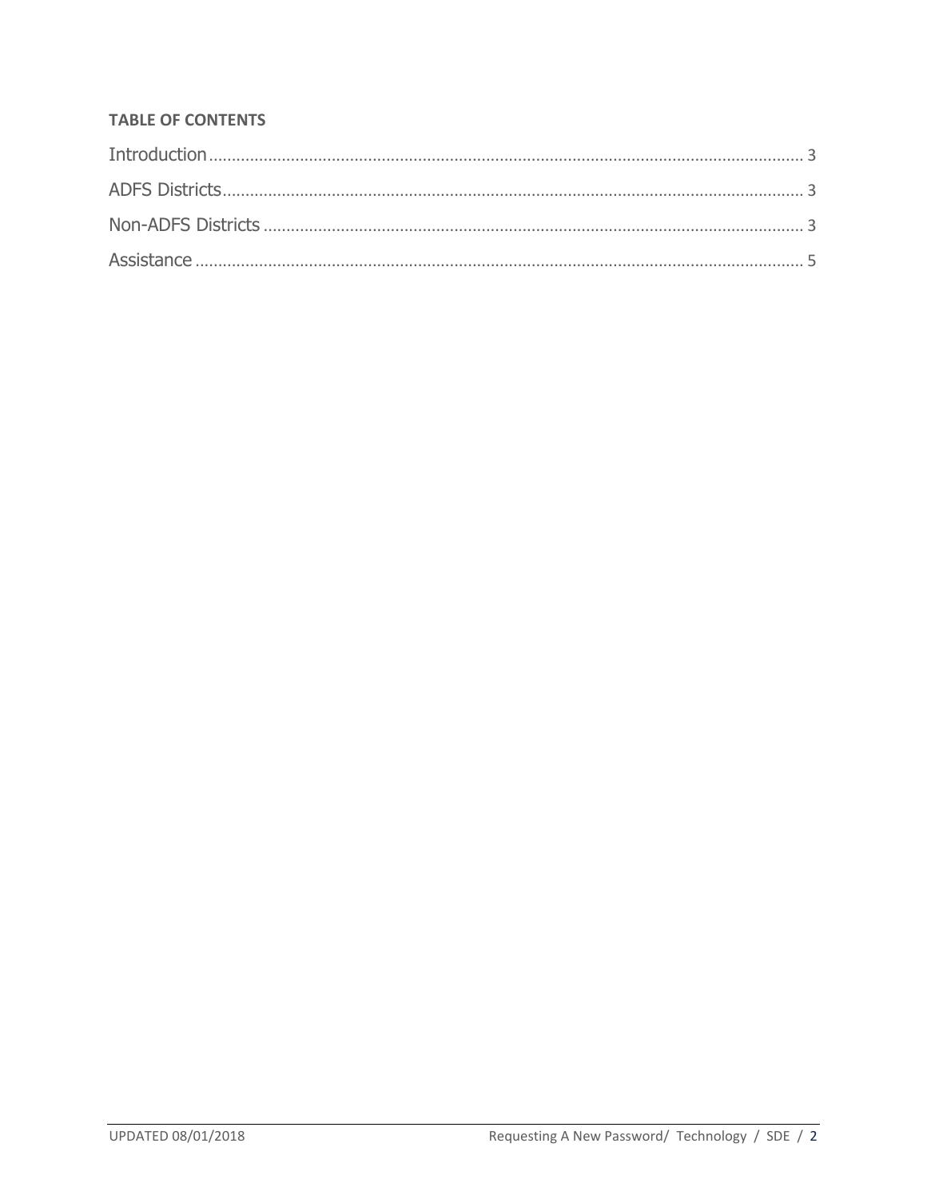**TABLE OF CONTENTS**

Introduction........................................................................................................................... 3

ADFS Districts........................................................................................................................ 3

Non-ADFS Districts ............................................................................................................... 3

Assistance .............................................................................................................................. 5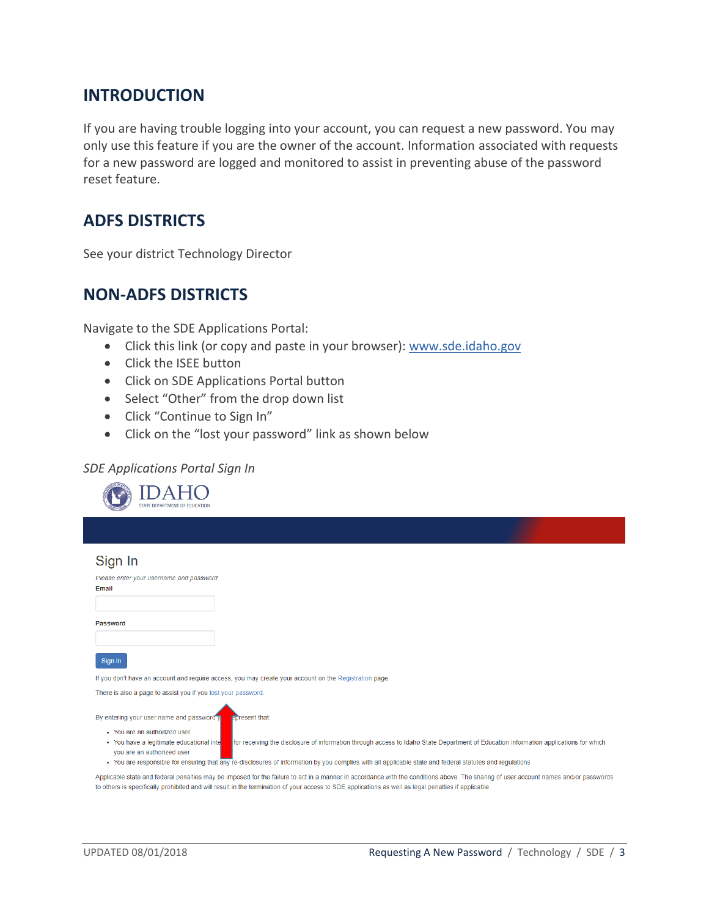## INTRODUCTION

If you are having trouble logging into your account, you can request a new password. You may only use this feature if you are the owner of the account. Information associated with requests for a new password are logged and monitored to assist in preventing abuse of the password reset feature.

## ADFS DISTRICTS

See your district Technology Director

## NON-ADFS DISTRICTS

Navigate to the SDE Applications Portal:

- Click this link (or copy and paste in your browser): [www.sde.idaho.gov](http://www.sde.idaho.gov)
- Click the ISEE button
- Click on SDE Applications Portal button
- Select "Other" from the drop down list
- Click "Continue to Sign In"
- Click on the "lost your password" link as shown below

*SDE Applications Portal Sign In*

IDAHO
STATE DEPARTMENT OF EDUCATION

Sign In

*Please enter your username and password*

Email

Password

Sign In

If you don't have an account and require access, you may create your account on the Registration page.

There is also a page to assist you if you lost your password.

By entering your user name and password you represent that:

- You are an authorized user
- You have a legitimate educational interest for receiving the disclosure of information through access to Idaho State Department of Education information applications for which you are an authorized user
- You are responsible for ensuring that any re-disclosures of information by you complies with all applicable state and federal statutes and regulations

Applicable state and federal penalties may be imposed for the failure to act in a manner in accordance with the conditions above. The sharing of user account names and/or passwords to others is specifically prohibited and will result in the termination of your access to SDE applications as well as legal penalties if applicable.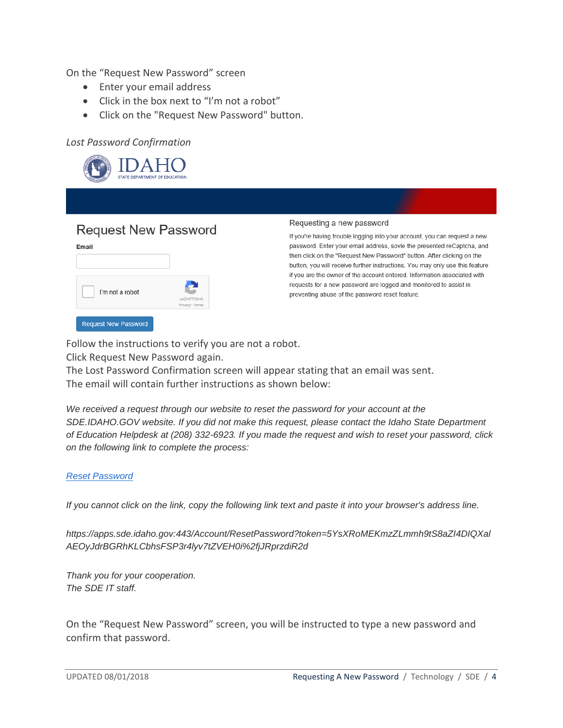On the “Request New Password” screen

- Enter your email address
- Click in the box next to “I’m not a robot”
- Click on the "Request New Password" button.

*Lost Password Confirmation*

IDAHO
STATE DEPARTMENT OF EDUCATION

## Request New Password

**Email**

I'm not a robot

reCAPTCHA
Privacy - Terms

Request New Password

### Requesting a new password

If you're having trouble logging into your account, you can request a new password. Enter your email address, sovle the presented reCaptcha, and then click on the "Request New Password" button. After clicking on the button, you will receive further instructions. You may only use this feature if you are the owner of the account entered. Information associated with requests for a new password are logged and monitored to assist in preventing abuse of the password reset feature.

Follow the instructions to verify you are not a robot.
Click Request New Password again.
The Lost Password Confirmation screen will appear stating that an email was sent.
The email will contain further instructions as shown below:

*We received a request through our website to reset the password for your account at the SDE.IDAHO.GOV website. If you did not make this request, please contact the Idaho State Department of Education Helpdesk at (208) 332-6923. If you made the request and wish to reset your password, click on the following link to complete the process:*

*Reset Password*

*If you cannot click on the link, copy the following link text and paste it into your browser's address line.*

*https://apps.sde.idaho.gov:443/Account/ResetPassword?token=5YsXRoMEKmzZLmmh9tS8aZI4DIQXalAEOyJdrBGRhKLCbhsFSP3r4lyv7tZVEH0i%2fjJRprzdiR2d*

*Thank you for your cooperation.*
*The SDE IT staff.*

On the “Request New Password” screen, you will be instructed to type a new password and confirm that password.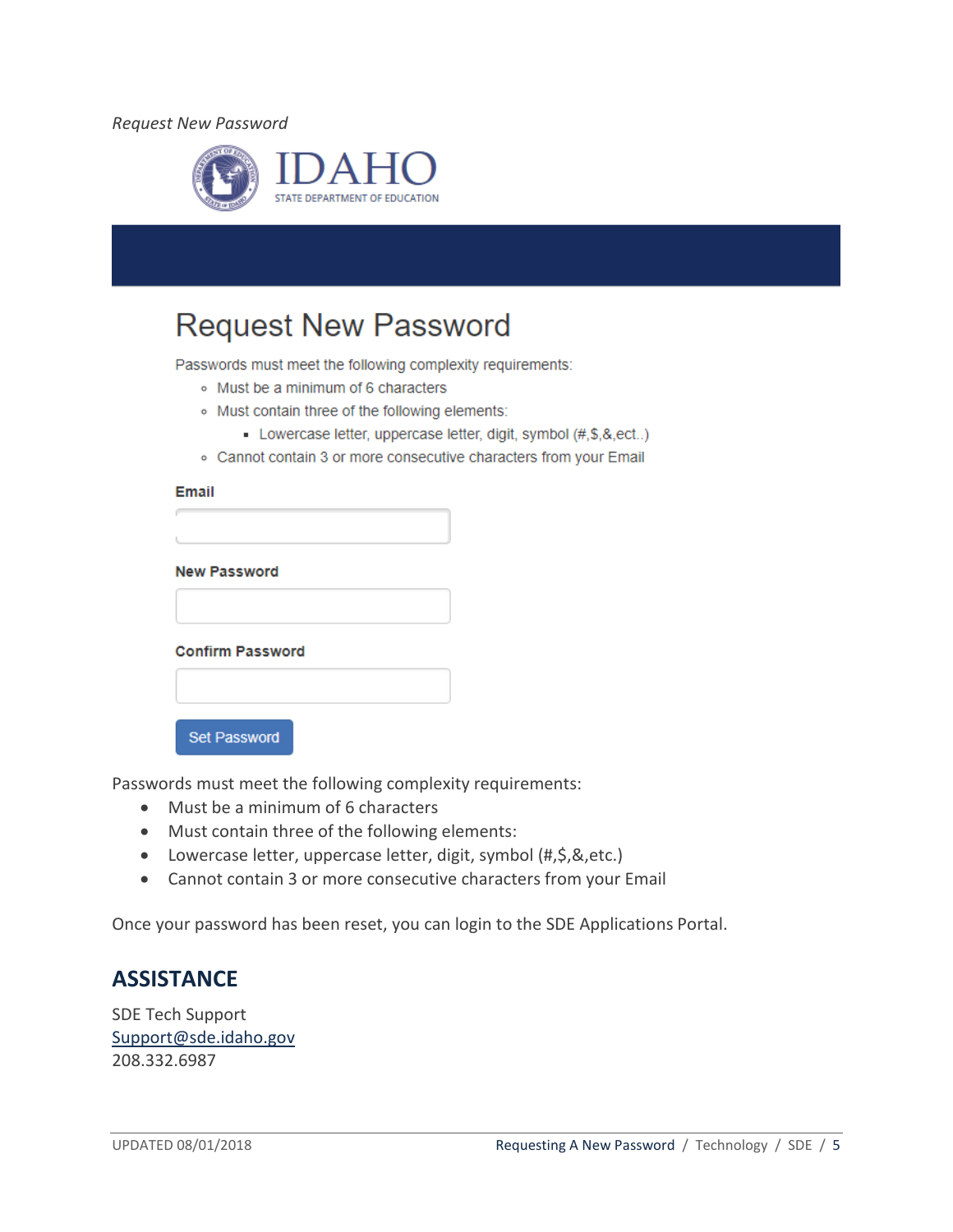*Request New Password*

IDAHO
STATE DEPARTMENT OF EDUCATION

Request New Password

Passwords must meet the following complexity requirements:

- Must be a minimum of 6 characters
- Must contain three of the following elements:
  - Lowercase letter, uppercase letter, digit, symbol (#,$,&,ect..)
- Cannot contain 3 or more consecutive characters from your Email

**Email**

**New Password**

**Confirm Password**

Set Password

Passwords must meet the following complexity requirements:

- Must be a minimum of 6 characters
- Must contain three of the following elements:
- Lowercase letter, uppercase letter, digit, symbol (#,$,&,etc.)
- Cannot contain 3 or more consecutive characters from your Email

Once your password has been reset, you can login to the SDE Applications Portal.

## ASSISTANCE

SDE Tech Support
[Support@sde.idaho.gov](mailto:Support@sde.idaho.gov)
208.332.6987